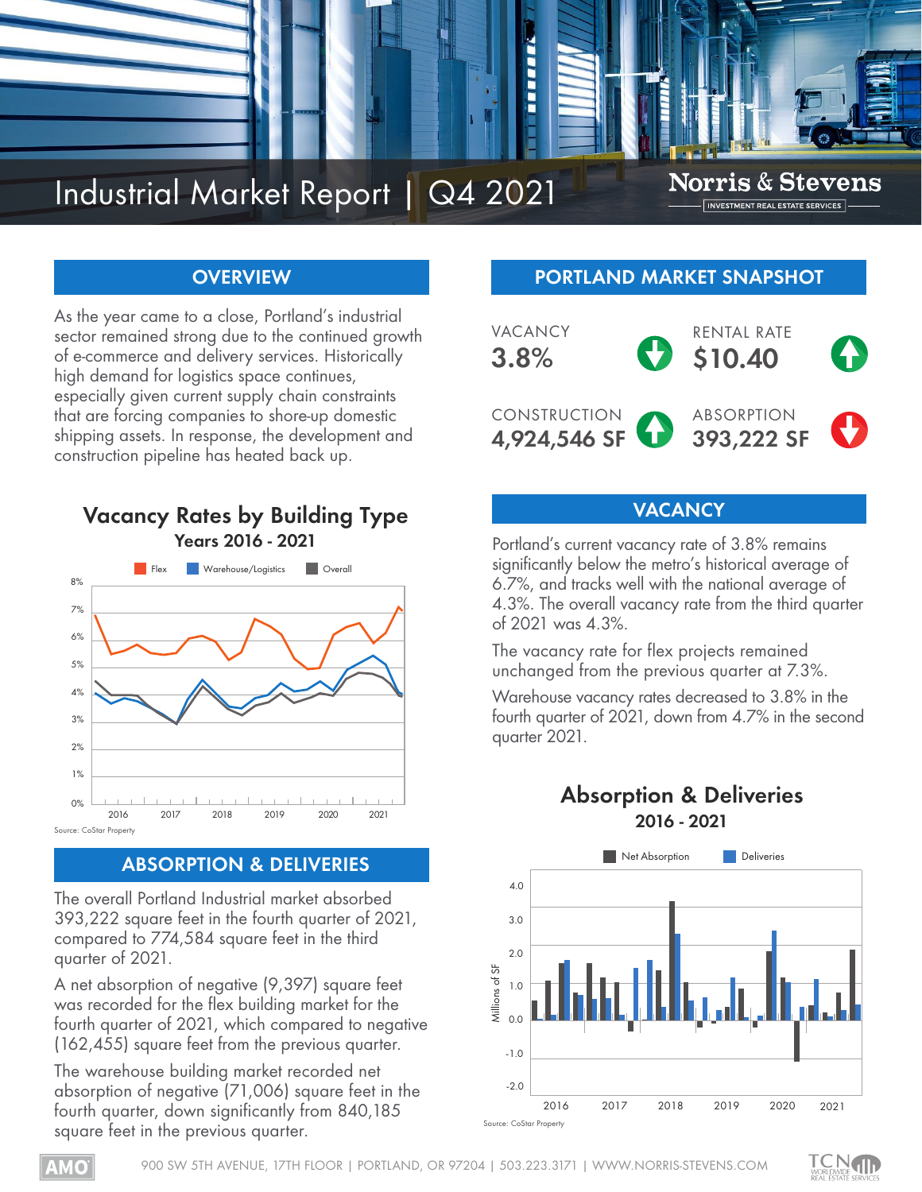# Industrial Market Report | Q4 2021

Norris & Stevens
INVESTMENT REAL ESTATE SERVICES

## OVERVIEW

As the year came to a close, Portland's industrial sector remained strong due to the continued growth of e-commerce and delivery services. Historically high demand for logistics space continues, especially given current supply chain constraints that are forcing companies to shore-up domestic shipping assets. In response, the development and construction pipeline has heated back up.

### Vacancy Rates by Building Type

**Years 2016 - 2021**

Flex | Warehouse/Logistics | Overall

Source: CoStar Property

## PORTLAND MARKET SNAPSHOT

| | | | |
|---|---|---|---|
| VACANCY | 3.8% | RENTAL RATE | $10.40 |
| CONSTRUCTION | 4,924,546 SF | ABSORPTION | 393,222 SF |

## VACANCY

Portland's current vacancy rate of 3.8% remains significantly below the metro's historical average of 6.7%, and tracks well with the national average of 4.3%. The overall vacancy rate from the third quarter of 2021 was 4.3%.

The vacancy rate for flex projects remained unchanged from the previous quarter at 7.3%.

Warehouse vacancy rates decreased to 3.8% in the fourth quarter of 2021, down from 4.7% in the second quarter 2021.

## ABSORPTION & DELIVERIES

The overall Portland Industrial market absorbed 393,222 square feet in the fourth quarter of 2021, compared to 774,584 square feet in the third quarter of 2021.

A net absorption of negative (9,397) square feet was recorded for the flex building market for the fourth quarter of 2021, which compared to negative (162,455) square feet from the previous quarter.

The warehouse building market recorded net absorption of negative (71,006) square feet in the fourth quarter, down significantly from 840,185 square feet in the previous quarter.

### Absorption & Deliveries

**2016 - 2021**

Net Absorption | Deliveries

Source: CoStar Property

900 SW 5TH AVENUE, 17TH FLOOR | PORTLAND, OR 97204 | 503.223.3171 | WWW.NORRIS-STEVENS.COM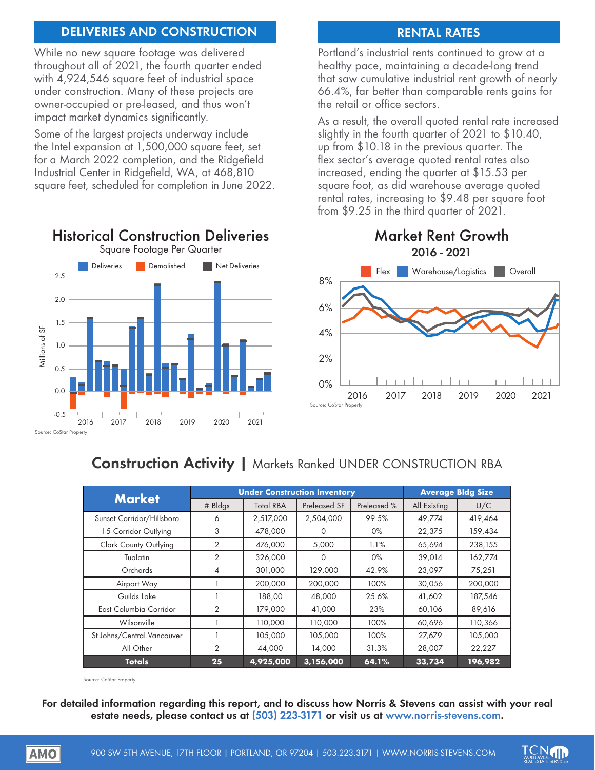## DELIVERIES AND CONSTRUCTION

While no new square footage was delivered throughout all of 2021, the fourth quarter ended with 4,924,546 square feet of industrial space under construction. Many of these projects are owner-occupied or pre-leased, and thus won't impact market dynamics significantly.

Some of the largest projects underway include the Intel expansion at 1,500,000 square feet, set for a March 2022 completion, and the Ridgefield Industrial Center in Ridgefield, WA, at 468,810 square feet, scheduled for completion in June 2022.

### Historical Construction Deliveries

Square Footage Per Quarter

Deliveries
Demolished
Net Deliveries

Millions of SF

2.5
2.0
1.5
1.0
0.5
0.0
-0.5

2016
2017
2018
2019
2020
2021

Source: CoStar Property

## RENTAL RATES

Portland's industrial rents continued to grow at a healthy pace, maintaining a decade-long trend that saw cumulative industrial rent growth of nearly 66.4%, far better than comparable rents gains for the retail or office sectors.

As a result, the overall quoted rental rate increased slightly in the fourth quarter of 2021 to $10.40, up from $10.18 in the previous quarter. The flex sector's average quoted rental rates also increased, ending the quarter at $15.53 per square foot, as did warehouse average quoted rental rates, increasing to $9.48 per square foot from $9.25 in the third quarter of 2021.

### Market Rent Growth

2016 - 2021

Flex
Warehouse/Logistics
Overall

8%
6%
4%
2%
0%

2016
2017
2018
2019
2020
2021

Source: CoStar Property

## Construction Activity | Markets Ranked UNDER CONSTRUCTION RBA

| Market | Under Construction Inventory | | | | Average Bldg Size | |
|---|---|---|---|---|---|---|
| | # Bldgs | Total RBA | Preleased SF | Preleased % | All Existing | U/C |
| Sunset Corridor/Hillsboro | 6 | 2,517,000 | 2,504,000 | 99.5% | 49,774 | 419,464 |
| I-5 Corridor Outlying | 3 | 478,000 | 0 | 0% | 22,375 | 159,434 |
| Clark County Outlying | 2 | 476,000 | 5,000 | 1.1% | 65,694 | 238,155 |
| Tualatin | 2 | 326,000 | 0 | 0% | 39,014 | 162,774 |
| Orchards | 4 | 301,000 | 129,000 | 42.9% | 23,097 | 75,251 |
| Airport Way | 1 | 200,000 | 200,000 | 100% | 30,056 | 200,000 |
| Guilds Lake | 1 | 188,00 | 48,000 | 25.6% | 41,602 | 187,546 |
| East Columbia Corridor | 2 | 179,000 | 41,000 | 23% | 60,106 | 89,616 |
| Wilsonville | 1 | 110,000 | 110,000 | 100% | 60,696 | 110,366 |
| St Johns/Central Vancouver | 1 | 105,000 | 105,000 | 100% | 27,679 | 105,000 |
| All Other | 2 | 44,000 | 14,000 | 31.3% | 28,007 | 22,227 |
| **Totals** | **25** | **4,925,000** | **3,156,000** | **64.1%** | **33,734** | **196,982** |

Source: CoStar Property

**For detailed information regarding this report, and to discuss how Norris & Stevens can assist with your real estate needs, please contact us at (503) 223-3171 or visit us at www.norris-stevens.com.**

900 SW 5TH AVENUE, 17TH FLOOR | PORTLAND, OR 97204 | 503.223.3171 | WWW.NORRIS-STEVENS.COM